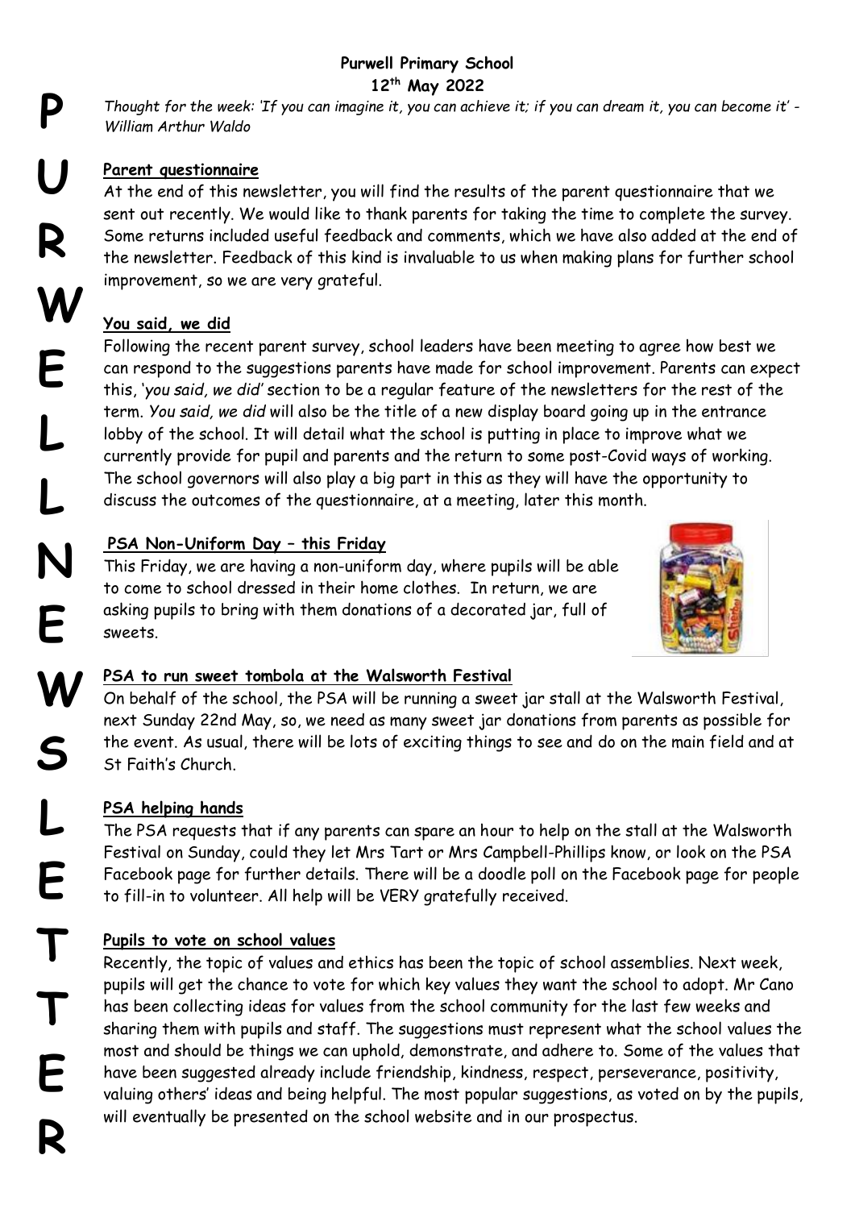# Purwell Primary School

**12th May 2022**

*Thought for the week: 'If you can imagine it, you can achieve it; if you can dream it, you can become it' - William Arthur Waldo*

## Parent questionnaire

At the end of this newsletter, you will find the results of the parent questionnaire that we sent out recently. We would like to thank parents for taking the time to complete the survey. Some returns included useful feedback and comments, which we have also added at the end of the newsletter. Feedback of this kind is invaluable to us when making plans for further school improvement, so we are very grateful.

## You said, we did

Following the recent parent survey, school leaders have been meeting to agree how best we can respond to the suggestions parents have made for school improvement. Parents can expect this, '*you said, we did*' section to be a regular feature of the newsletters for the rest of the term. *You said, we did* will also be the title of a new display board going up in the entrance lobby of the school. It will detail what the school is putting in place to improve what we currently provide for pupil and parents and the return to some post-Covid ways of working. The school governors will also play a big part in this as they will have the opportunity to discuss the outcomes of the questionnaire, at a meeting, later this month.

## PSA Non-Uniform Day – this Friday

This Friday, we are having a non-uniform day, where pupils will be able to come to school dressed in their home clothes. In return, we are asking pupils to bring with them donations of a decorated jar, full of sweets.

## PSA to run sweet tombola at the Walsworth Festival

On behalf of the school, the PSA will be running a sweet jar stall at the Walsworth Festival, next Sunday 22nd May, so, we need as many sweet jar donations from parents as possible for the event. As usual, there will be lots of exciting things to see and do on the main field and at St Faith's Church.

## PSA helping hands

The PSA requests that if any parents can spare an hour to help on the stall at the Walsworth Festival on Sunday, could they let Mrs Tart or Mrs Campbell-Phillips know, or look on the PSA Facebook page for further details. There will be a doodle poll on the Facebook page for people to fill-in to volunteer. All help will be VERY gratefully received.

## Pupils to vote on school values

Recently, the topic of values and ethics has been the topic of school assemblies. Next week, pupils will get the chance to vote for which key values they want the school to adopt. Mr Cano has been collecting ideas for values from the school community for the last few weeks and sharing them with pupils and staff. The suggestions must represent what the school values the most and should be things we can uphold, demonstrate, and adhere to. Some of the values that have been suggested already include friendship, kindness, respect, perseverance, positivity, valuing others' ideas and being helpful. The most popular suggestions, as voted on by the pupils, will eventually be presented on the school website and in our prospectus.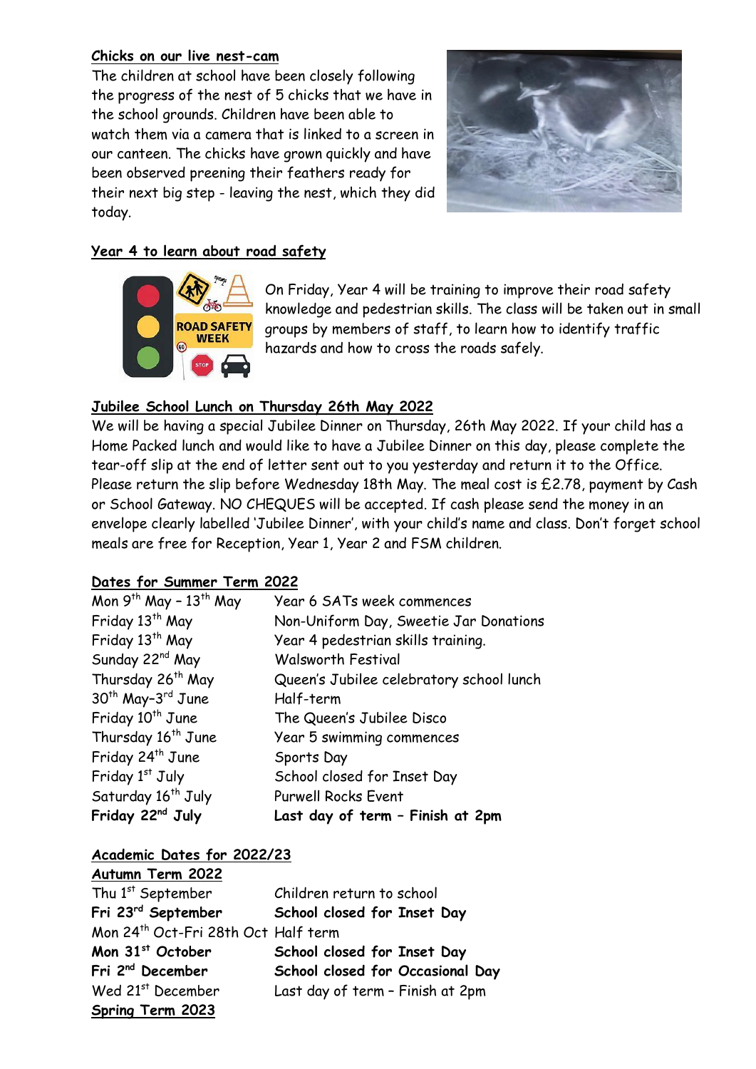**Chicks on our live nest-cam**

The children at school have been closely following the progress of the nest of 5 chicks that we have in the school grounds. Children have been able to watch them via a camera that is linked to a screen in our canteen. The chicks have grown quickly and have been observed preening their feathers ready for their next big step - leaving the nest, which they did today.

**Year 4 to learn about road safety**

On Friday, Year 4 will be training to improve their road safety knowledge and pedestrian skills. The class will be taken out in small groups by members of staff, to learn how to identify traffic hazards and how to cross the roads safely.

**Jubilee School Lunch on Thursday 26th May 2022**

We will be having a special Jubilee Dinner on Thursday, 26th May 2022. If your child has a Home Packed lunch and would like to have a Jubilee Dinner on this day, please complete the tear-off slip at the end of letter sent out to you yesterday and return it to the Office. Please return the slip before Wednesday 18th May. The meal cost is £2.78, payment by Cash or School Gateway. NO CHEQUES will be accepted. If cash please send the money in an envelope clearly labelled 'Jubilee Dinner', with your child's name and class. Don't forget school meals are free for Reception, Year 1, Year 2 and FSM children.

**Dates for Summer Term 2022**

| | |
|---|---|
| Mon 9th May – 13th May | Year 6 SATs week commences |
| Friday 13th May | Non-Uniform Day, Sweetie Jar Donations |
| Friday 13th May | Year 4 pedestrian skills training. |
| Sunday 22nd May | Walsworth Festival |
| Thursday 26th May | Queen's Jubilee celebratory school lunch |
| 30th May–3rd June | Half-term |
| Friday 10th June | The Queen's Jubilee Disco |
| Thursday 16th June | Year 5 swimming commences |
| Friday 24th June | Sports Day |
| Friday 1st July | School closed for Inset Day |
| Saturday 16th July | Purwell Rocks Event |
| **Friday 22nd July** | **Last day of term – Finish at 2pm** |

**Academic Dates for 2022/23**

**Autumn Term 2022**

| | |
|---|---|
| Thu 1st September | Children return to school |
| **Fri 23rd September** | **School closed for Inset Day** |
| Mon 24th Oct-Fri 28th Oct | Half term |
| **Mon 31st October** | **School closed for Inset Day** |
| **Fri 2nd December** | **School closed for Occasional Day** |
| Wed 21st December | Last day of term – Finish at 2pm |

**Spring Term 2023**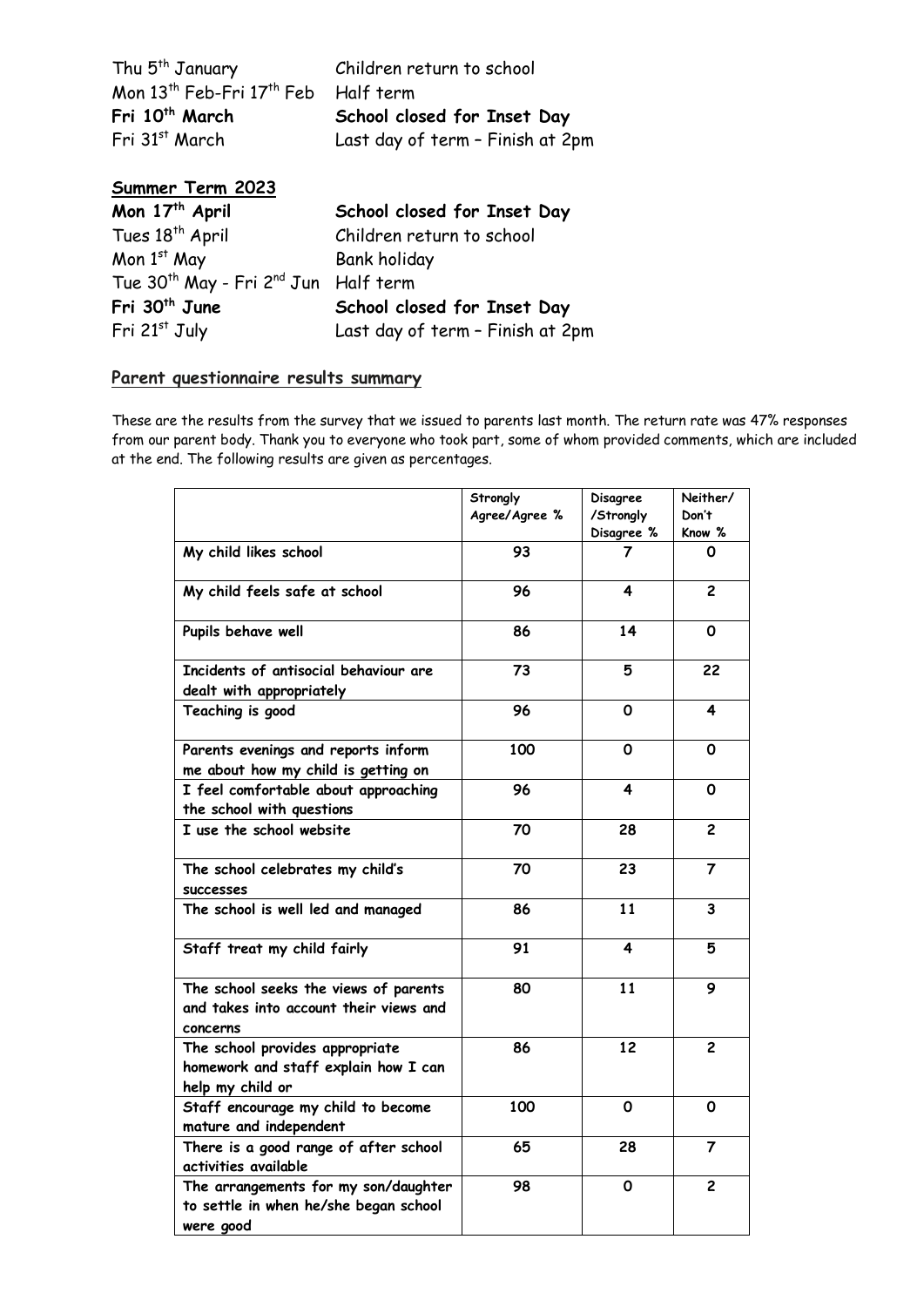| | |
|---|---|
| Thu 5th January | Children return to school |
| Mon 13th Feb-Fri 17th Feb | Half term |
| **Fri 10th March** | **School closed for Inset Day** |
| Fri 31st March | Last day of term – Finish at 2pm |

## Summer Term 2023

| | |
|---|---|
| **Mon 17th April** | **School closed for Inset Day** |
| Tues 18th April | Children return to school |
| Mon 1st May | Bank holiday |
| Tue 30th May - Fri 2nd Jun | Half term |
| **Fri 30th June** | **School closed for Inset Day** |
| Fri 21st July | Last day of term – Finish at 2pm |

## Parent questionnaire results summary

These are the results from the survey that we issued to parents last month. The return rate was 47% responses from our parent body. Thank you to everyone who took part, some of whom provided comments, which are included at the end. The following results are given as percentages.

| | Strongly Agree/Agree % | Disagree /Strongly Disagree % | Neither/ Don't Know % |
|---|---|---|---|
| My child likes school | 93 | 7 | 0 |
| My child feels safe at school | 96 | 4 | 2 |
| Pupils behave well | 86 | 14 | 0 |
| Incidents of antisocial behaviour are dealt with appropriately | 73 | 5 | 22 |
| Teaching is good | 96 | 0 | 4 |
| Parents evenings and reports inform me about how my child is getting on | 100 | 0 | 0 |
| I feel comfortable about approaching the school with questions | 96 | 4 | 0 |
| I use the school website | 70 | 28 | 2 |
| The school celebrates my child's successes | 70 | 23 | 7 |
| The school is well led and managed | 86 | 11 | 3 |
| Staff treat my child fairly | 91 | 4 | 5 |
| The school seeks the views of parents and takes into account their views and concerns | 80 | 11 | 9 |
| The school provides appropriate homework and staff explain how I can help my child or | 86 | 12 | 2 |
| Staff encourage my child to become mature and independent | 100 | 0 | 0 |
| There is a good range of after school activities available | 65 | 28 | 7 |
| The arrangements for my son/daughter to settle in when he/she began school were good | 98 | 0 | 2 |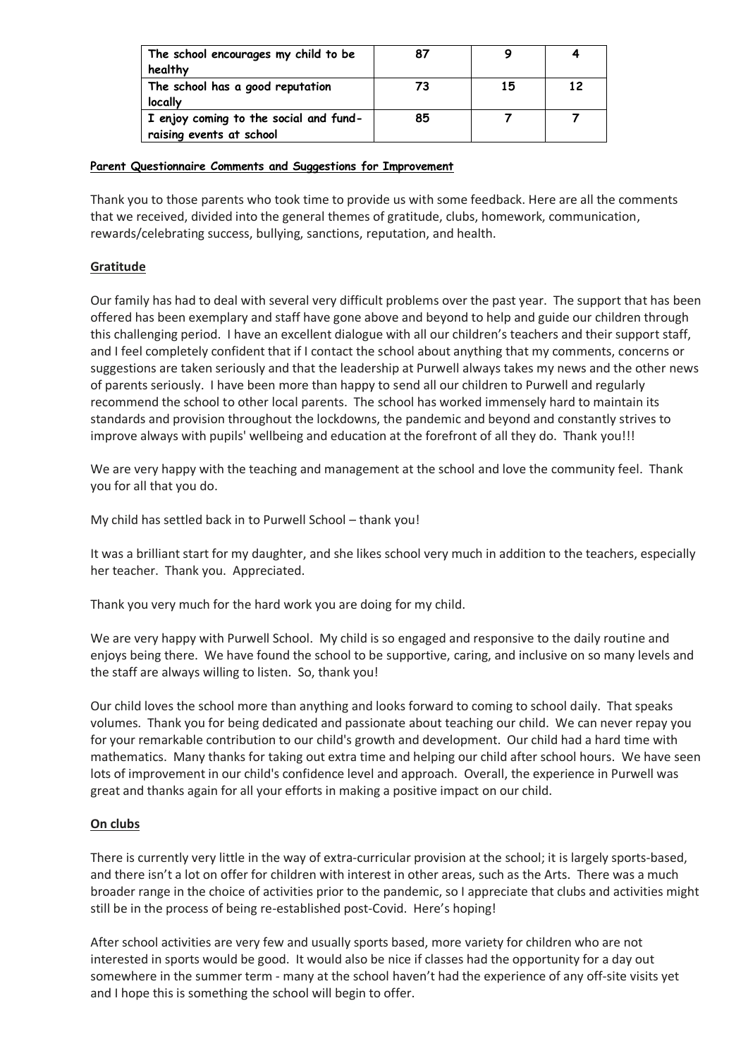| The school encourages my child to be healthy | 87 | 9 | 4 |
|---|---|---|---|
| The school has a good reputation locally | 73 | 15 | 12 |
| I enjoy coming to the social and fund-raising events at school | 85 | 7 | 7 |

**Parent Questionnaire Comments and Suggestions for Improvement**

Thank you to those parents who took time to provide us with some feedback. Here are all the comments that we received, divided into the general themes of gratitude, clubs, homework, communication, rewards/celebrating success, bullying, sanctions, reputation, and health.

**Gratitude**

Our family has had to deal with several very difficult problems over the past year. The support that has been offered has been exemplary and staff have gone above and beyond to help and guide our children through this challenging period. I have an excellent dialogue with all our children's teachers and their support staff, and I feel completely confident that if I contact the school about anything that my comments, concerns or suggestions are taken seriously and that the leadership at Purwell always takes my news and the other news of parents seriously. I have been more than happy to send all our children to Purwell and regularly recommend the school to other local parents. The school has worked immensely hard to maintain its standards and provision throughout the lockdowns, the pandemic and beyond and constantly strives to improve always with pupils' wellbeing and education at the forefront of all they do. Thank you!!!

We are very happy with the teaching and management at the school and love the community feel. Thank you for all that you do.

My child has settled back in to Purwell School – thank you!

It was a brilliant start for my daughter, and she likes school very much in addition to the teachers, especially her teacher. Thank you. Appreciated.

Thank you very much for the hard work you are doing for my child.

We are very happy with Purwell School. My child is so engaged and responsive to the daily routine and enjoys being there. We have found the school to be supportive, caring, and inclusive on so many levels and the staff are always willing to listen. So, thank you!

Our child loves the school more than anything and looks forward to coming to school daily. That speaks volumes. Thank you for being dedicated and passionate about teaching our child. We can never repay you for your remarkable contribution to our child's growth and development. Our child had a hard time with mathematics. Many thanks for taking out extra time and helping our child after school hours. We have seen lots of improvement in our child's confidence level and approach. Overall, the experience in Purwell was great and thanks again for all your efforts in making a positive impact on our child.

**On clubs**

There is currently very little in the way of extra-curricular provision at the school; it is largely sports-based, and there isn't a lot on offer for children with interest in other areas, such as the Arts. There was a much broader range in the choice of activities prior to the pandemic, so I appreciate that clubs and activities might still be in the process of being re-established post-Covid. Here's hoping!

After school activities are very few and usually sports based, more variety for children who are not interested in sports would be good. It would also be nice if classes had the opportunity for a day out somewhere in the summer term - many at the school haven't had the experience of any off-site visits yet and I hope this is something the school will begin to offer.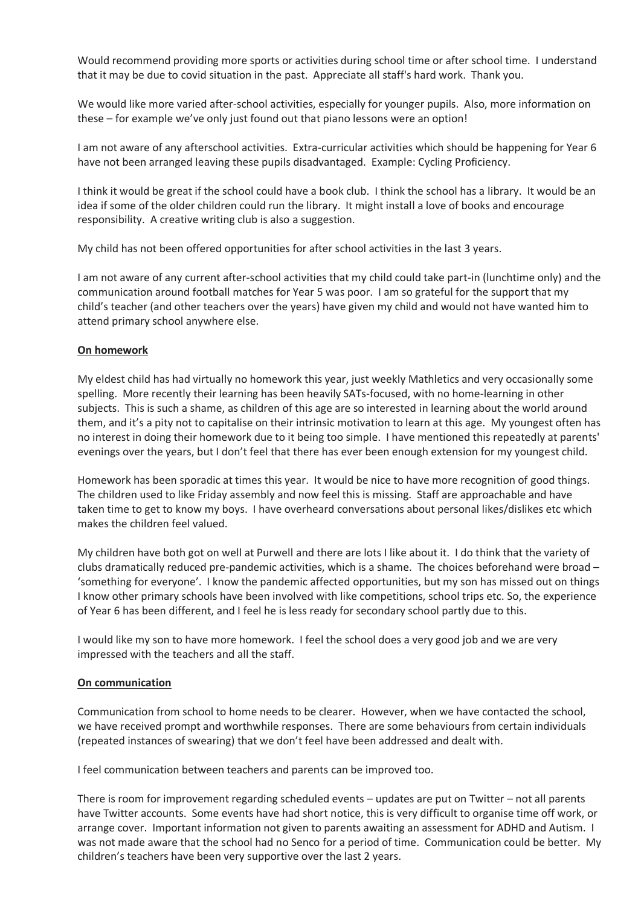Would recommend providing more sports or activities during school time or after school time. I understand that it may be due to covid situation in the past. Appreciate all staff's hard work. Thank you.

We would like more varied after-school activities, especially for younger pupils. Also, more information on these – for example we've only just found out that piano lessons were an option!

I am not aware of any afterschool activities. Extra-curricular activities which should be happening for Year 6 have not been arranged leaving these pupils disadvantaged. Example: Cycling Proficiency.

I think it would be great if the school could have a book club. I think the school has a library. It would be an idea if some of the older children could run the library. It might install a love of books and encourage responsibility. A creative writing club is also a suggestion.

My child has not been offered opportunities for after school activities in the last 3 years.

I am not aware of any current after-school activities that my child could take part-in (lunchtime only) and the communication around football matches for Year 5 was poor. I am so grateful for the support that my child's teacher (and other teachers over the years) have given my child and would not have wanted him to attend primary school anywhere else.

**<u>On homework</u>**

My eldest child has had virtually no homework this year, just weekly Mathletics and very occasionally some spelling. More recently their learning has been heavily SATs-focused, with no home-learning in other subjects. This is such a shame, as children of this age are so interested in learning about the world around them, and it's a pity not to capitalise on their intrinsic motivation to learn at this age. My youngest often has no interest in doing their homework due to it being too simple. I have mentioned this repeatedly at parents' evenings over the years, but I don't feel that there has ever been enough extension for my youngest child.

Homework has been sporadic at times this year. It would be nice to have more recognition of good things. The children used to like Friday assembly and now feel this is missing. Staff are approachable and have taken time to get to know my boys. I have overheard conversations about personal likes/dislikes etc which makes the children feel valued.

My children have both got on well at Purwell and there are lots I like about it. I do think that the variety of clubs dramatically reduced pre-pandemic activities, which is a shame. The choices beforehand were broad – 'something for everyone'. I know the pandemic affected opportunities, but my son has missed out on things I know other primary schools have been involved with like competitions, school trips etc. So, the experience of Year 6 has been different, and I feel he is less ready for secondary school partly due to this.

I would like my son to have more homework. I feel the school does a very good job and we are very impressed with the teachers and all the staff.

**<u>On communication</u>**

Communication from school to home needs to be clearer. However, when we have contacted the school, we have received prompt and worthwhile responses. There are some behaviours from certain individuals (repeated instances of swearing) that we don't feel have been addressed and dealt with.

I feel communication between teachers and parents can be improved too.

There is room for improvement regarding scheduled events – updates are put on Twitter – not all parents have Twitter accounts. Some events have had short notice, this is very difficult to organise time off work, or arrange cover. Important information not given to parents awaiting an assessment for ADHD and Autism. I was not made aware that the school had no Senco for a period of time. Communication could be better. My children's teachers have been very supportive over the last 2 years.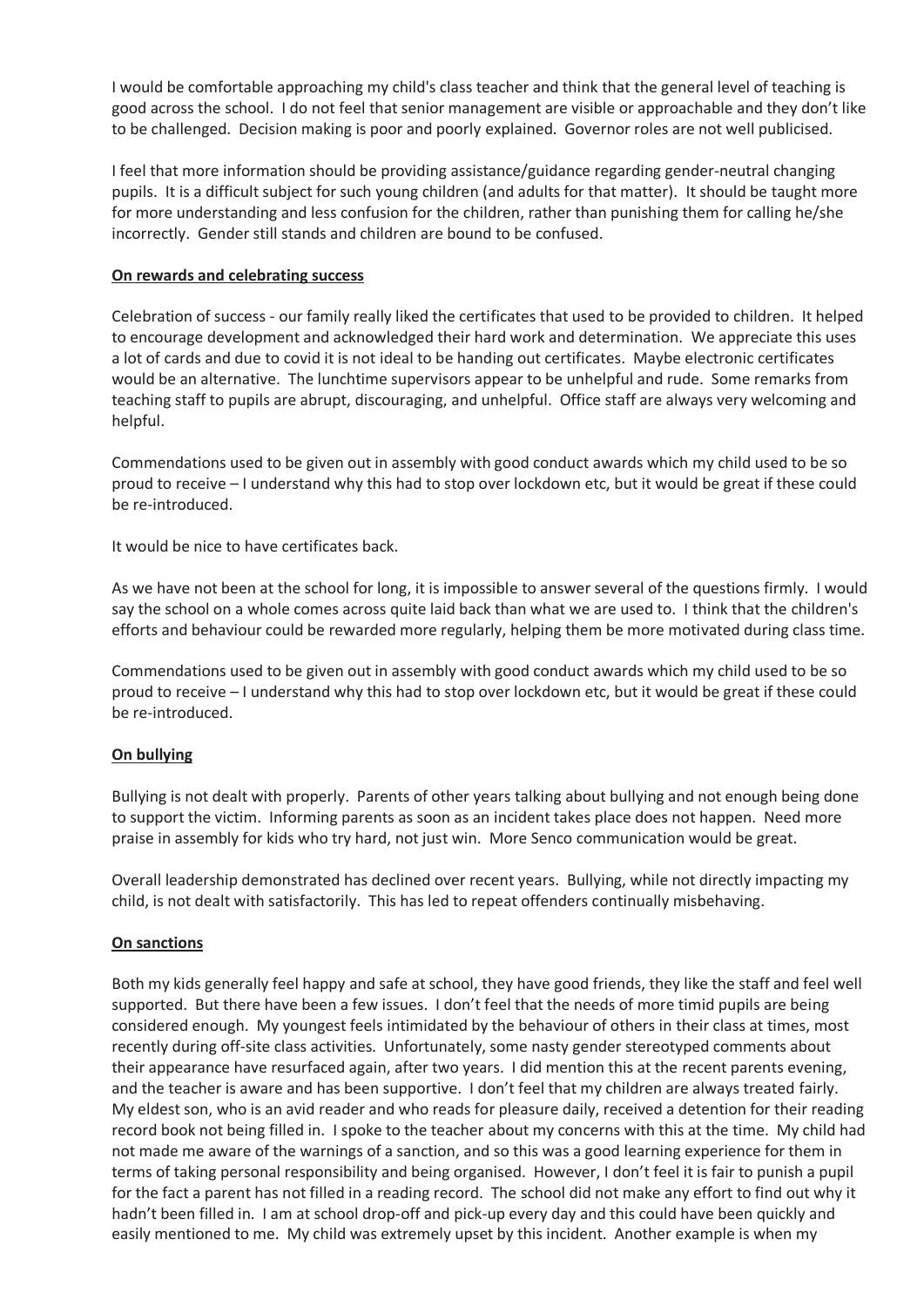I would be comfortable approaching my child's class teacher and think that the general level of teaching is good across the school. I do not feel that senior management are visible or approachable and they don't like to be challenged. Decision making is poor and poorly explained. Governor roles are not well publicised.

I feel that more information should be providing assistance/guidance regarding gender-neutral changing pupils. It is a difficult subject for such young children (and adults for that matter). It should be taught more for more understanding and less confusion for the children, rather than punishing them for calling he/she incorrectly. Gender still stands and children are bound to be confused.

**On rewards and celebrating success**

Celebration of success - our family really liked the certificates that used to be provided to children. It helped to encourage development and acknowledged their hard work and determination. We appreciate this uses a lot of cards and due to covid it is not ideal to be handing out certificates. Maybe electronic certificates would be an alternative. The lunchtime supervisors appear to be unhelpful and rude. Some remarks from teaching staff to pupils are abrupt, discouraging, and unhelpful. Office staff are always very welcoming and helpful.

Commendations used to be given out in assembly with good conduct awards which my child used to be so proud to receive – I understand why this had to stop over lockdown etc, but it would be great if these could be re-introduced.

It would be nice to have certificates back.

As we have not been at the school for long, it is impossible to answer several of the questions firmly. I would say the school on a whole comes across quite laid back than what we are used to. I think that the children's efforts and behaviour could be rewarded more regularly, helping them be more motivated during class time.

Commendations used to be given out in assembly with good conduct awards which my child used to be so proud to receive – I understand why this had to stop over lockdown etc, but it would be great if these could be re-introduced.

**On bullying**

Bullying is not dealt with properly. Parents of other years talking about bullying and not enough being done to support the victim. Informing parents as soon as an incident takes place does not happen. Need more praise in assembly for kids who try hard, not just win. More Senco communication would be great.

Overall leadership demonstrated has declined over recent years. Bullying, while not directly impacting my child, is not dealt with satisfactorily. This has led to repeat offenders continually misbehaving.

**On sanctions**

Both my kids generally feel happy and safe at school, they have good friends, they like the staff and feel well supported. But there have been a few issues. I don't feel that the needs of more timid pupils are being considered enough. My youngest feels intimidated by the behaviour of others in their class at times, most recently during off-site class activities. Unfortunately, some nasty gender stereotyped comments about their appearance have resurfaced again, after two years. I did mention this at the recent parents evening, and the teacher is aware and has been supportive. I don't feel that my children are always treated fairly. My eldest son, who is an avid reader and who reads for pleasure daily, received a detention for their reading record book not being filled in. I spoke to the teacher about my concerns with this at the time. My child had not made me aware of the warnings of a sanction, and so this was a good learning experience for them in terms of taking personal responsibility and being organised. However, I don't feel it is fair to punish a pupil for the fact a parent has not filled in a reading record. The school did not make any effort to find out why it hadn't been filled in. I am at school drop-off and pick-up every day and this could have been quickly and easily mentioned to me. My child was extremely upset by this incident. Another example is when my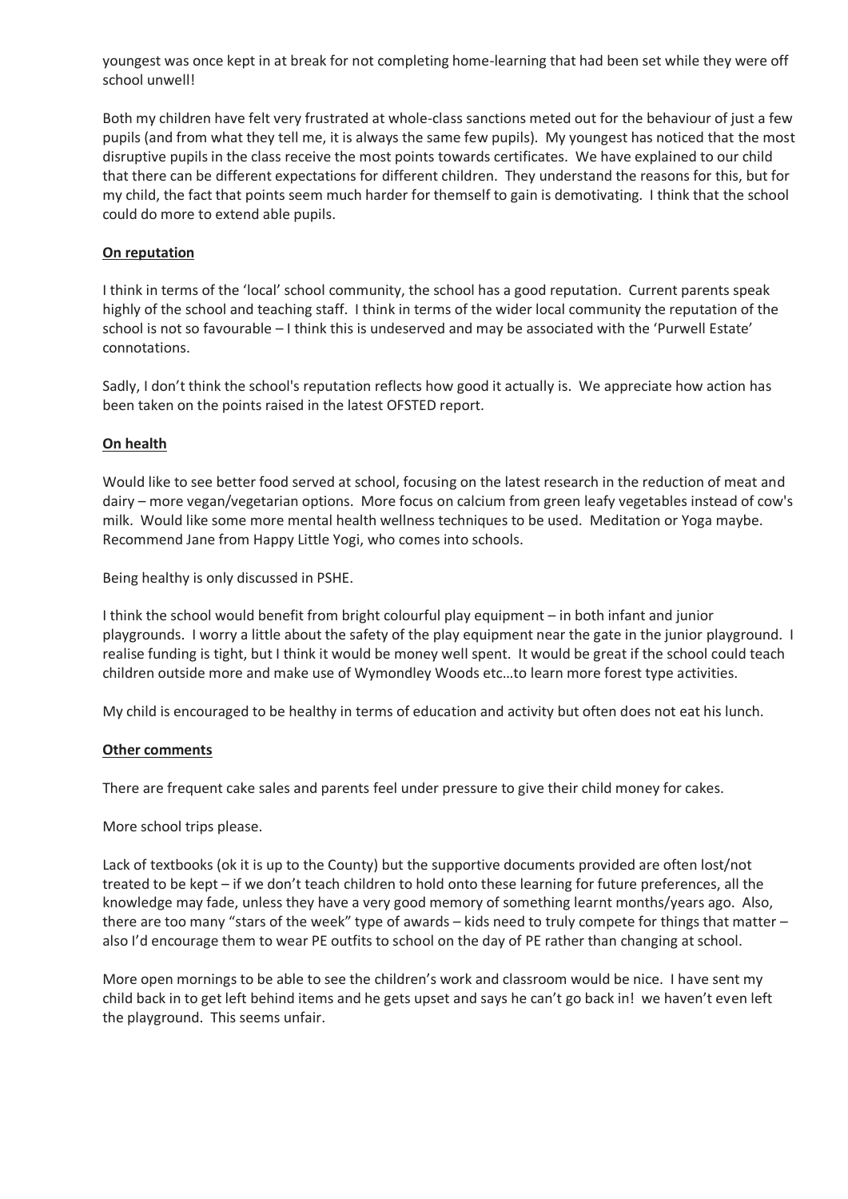youngest was once kept in at break for not completing home-learning that had been set while they were off school unwell!

Both my children have felt very frustrated at whole-class sanctions meted out for the behaviour of just a few pupils (and from what they tell me, it is always the same few pupils). My youngest has noticed that the most disruptive pupils in the class receive the most points towards certificates. We have explained to our child that there can be different expectations for different children. They understand the reasons for this, but for my child, the fact that points seem much harder for themself to gain is demotivating. I think that the school could do more to extend able pupils.

**On reputation**

I think in terms of the 'local' school community, the school has a good reputation. Current parents speak highly of the school and teaching staff. I think in terms of the wider local community the reputation of the school is not so favourable – I think this is undeserved and may be associated with the 'Purwell Estate' connotations.

Sadly, I don't think the school's reputation reflects how good it actually is. We appreciate how action has been taken on the points raised in the latest OFSTED report.

**On health**

Would like to see better food served at school, focusing on the latest research in the reduction of meat and dairy – more vegan/vegetarian options. More focus on calcium from green leafy vegetables instead of cow's milk. Would like some more mental health wellness techniques to be used. Meditation or Yoga maybe. Recommend Jane from Happy Little Yogi, who comes into schools.

Being healthy is only discussed in PSHE.

I think the school would benefit from bright colourful play equipment – in both infant and junior playgrounds. I worry a little about the safety of the play equipment near the gate in the junior playground. I realise funding is tight, but I think it would be money well spent. It would be great if the school could teach children outside more and make use of Wymondley Woods etc…to learn more forest type activities.

My child is encouraged to be healthy in terms of education and activity but often does not eat his lunch.

**Other comments**

There are frequent cake sales and parents feel under pressure to give their child money for cakes.

More school trips please.

Lack of textbooks (ok it is up to the County) but the supportive documents provided are often lost/not treated to be kept – if we don't teach children to hold onto these learning for future preferences, all the knowledge may fade, unless they have a very good memory of something learnt months/years ago. Also, there are too many "stars of the week" type of awards – kids need to truly compete for things that matter – also I'd encourage them to wear PE outfits to school on the day of PE rather than changing at school.

More open mornings to be able to see the children's work and classroom would be nice. I have sent my child back in to get left behind items and he gets upset and says he can't go back in! we haven't even left the playground. This seems unfair.